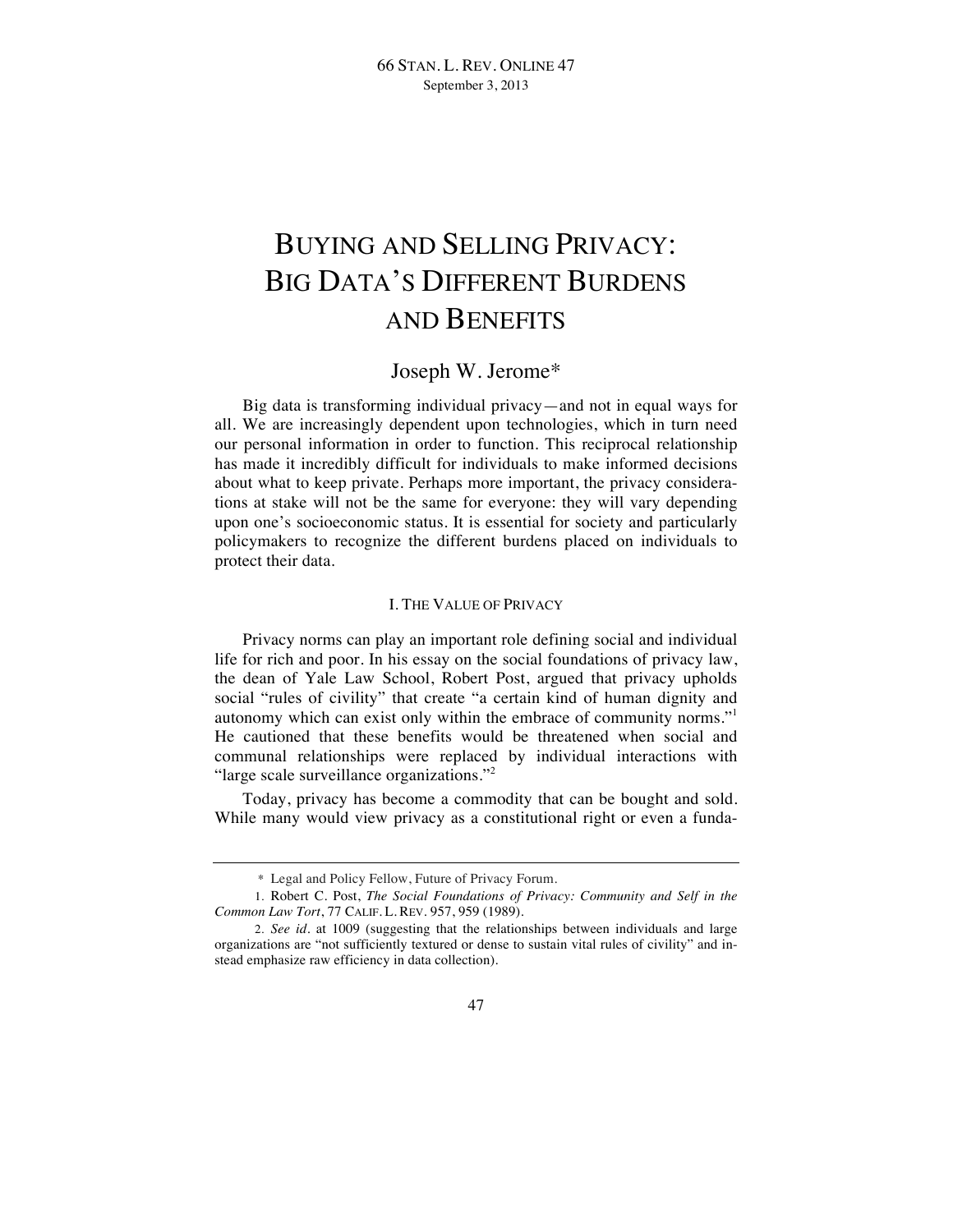# BUYING AND SELLING PRIVACY: BIG DATA'S DIFFERENT BURDENS AND BENEFITS

Joseph W. Jerome*

Big data is transforming individual privacy—and not in equal ways for all. We are increasingly dependent upon technologies, which in turn need our personal information in order to function. This reciprocal relationship has made it incredibly difficult for individuals to make informed decisions about what to keep private. Perhaps more important, the privacy considerations at stake will not be the same for everyone: they will vary depending upon one's socioeconomic status. It is essential for society and particularly policymakers to recognize the different burdens placed on individuals to protect their data.

## I. THE VALUE OF PRIVACY

Privacy norms can play an important role defining social and individual life for rich and poor. In his essay on the social foundations of privacy law, the dean of Yale Law School, Robert Post, argued that privacy upholds social "rules of civility" that create "a certain kind of human dignity and autonomy which can exist only within the embrace of community norms."[1] He cautioned that these benefits would be threatened when social and communal relationships were replaced by individual interactions with "large scale surveillance organizations."[2]

Today, privacy has become a commodity that can be bought and sold. While many would view privacy as a constitutional right or even a funda-

---

\* Legal and Policy Fellow, Future of Privacy Forum.

1. Robert C. Post, *The Social Foundations of Privacy: Community and Self in the Common Law Tort*, 77 CALIF. L. REV. 957, 959 (1989).

2. *See id.* at 1009 (suggesting that the relationships between individuals and large organizations are "not sufficiently textured or dense to sustain vital rules of civility" and instead emphasize raw efficiency in data collection).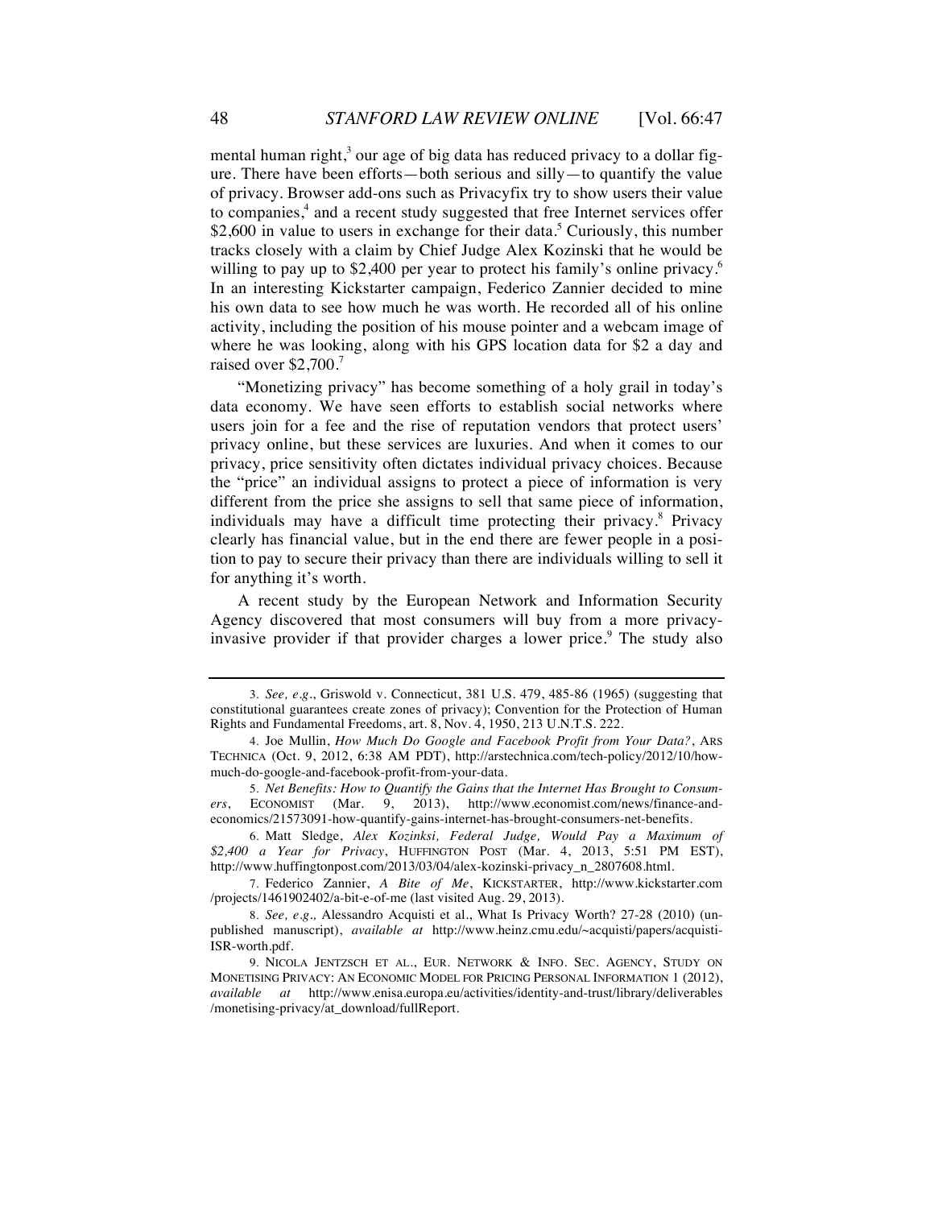mental human right,[3] our age of big data has reduced privacy to a dollar figure. There have been efforts—both serious and silly—to quantify the value of privacy. Browser add-ons such as Privacyfix try to show users their value to companies,[4] and a recent study suggested that free Internet services offer $2,600 in value to users in exchange for their data.[5] Curiously, this number tracks closely with a claim by Chief Judge Alex Kozinski that he would be willing to pay up to $2,400 per year to protect his family's online privacy.[6] In an interesting Kickstarter campaign, Federico Zannier decided to mine his own data to see how much he was worth. He recorded all of his online activity, including the position of his mouse pointer and a webcam image of where he was looking, along with his GPS location data for $2 a day and raised over $2,700.[7]

"Monetizing privacy" has become something of a holy grail in today's data economy. We have seen efforts to establish social networks where users join for a fee and the rise of reputation vendors that protect users' privacy online, but these services are luxuries. And when it comes to our privacy, price sensitivity often dictates individual privacy choices. Because the "price" an individual assigns to protect a piece of information is very different from the price she assigns to sell that same piece of information, individuals may have a difficult time protecting their privacy.[8] Privacy clearly has financial value, but in the end there are fewer people in a position to pay to secure their privacy than there are individuals willing to sell it for anything it's worth.

A recent study by the European Network and Information Security Agency discovered that most consumers will buy from a more privacy-invasive provider if that provider charges a lower price.[9] The study also

---

3. *See, e.g.*, Griswold v. Connecticut, 381 U.S. 479, 485-86 (1965) (suggesting that constitutional guarantees create zones of privacy); Convention for the Protection of Human Rights and Fundamental Freedoms, art. 8, Nov. 4, 1950, 213 U.N.T.S. 222.

4. Joe Mullin, *How Much Do Google and Facebook Profit from Your Data?*, ARS TECHNICA (Oct. 9, 2012, 6:38 AM PDT), http://arstechnica.com/tech-policy/2012/10/how-much-do-google-and-facebook-profit-from-your-data.

5. *Net Benefits: How to Quantify the Gains that the Internet Has Brought to Consumers*, ECONOMIST (Mar. 9, 2013), http://www.economist.com/news/finance-and-economics/21573091-how-quantify-gains-internet-has-brought-consumers-net-benefits.

6. Matt Sledge, *Alex Kozinksi, Federal Judge, Would Pay a Maximum of $2,400 a Year for Privacy*, HUFFINGTON POST (Mar. 4, 2013, 5:51 PM EST), http://www.huffingtonpost.com/2013/03/04/alex-kozinski-privacy_n_2807608.html.

7. Federico Zannier, *A Bite of Me*, KICKSTARTER, http://www.kickstarter.com/projects/1461902402/a-bit-e-of-me (last visited Aug. 29, 2013).

8. *See, e.g.*, Alessandro Acquisti et al., What Is Privacy Worth? 27-28 (2010) (unpublished manuscript), *available at* http://www.heinz.cmu.edu/~acquisti/papers/acquisti-ISR-worth.pdf.

9. NICOLA JENTZSCH ET AL., EUR. NETWORK & INFO. SEC. AGENCY, STUDY ON MONETISING PRIVACY: AN ECONOMIC MODEL FOR PRICING PERSONAL INFORMATION 1 (2012), *available at* http://www.enisa.europa.eu/activities/identity-and-trust/library/deliverables/monetising-privacy/at_download/fullReport.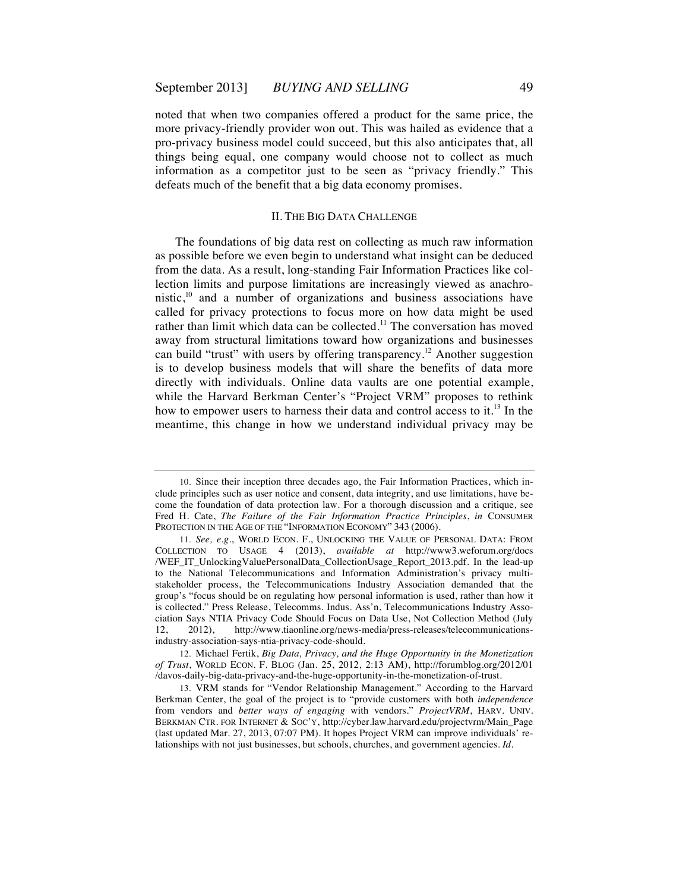noted that when two companies offered a product for the same price, the more privacy-friendly provider won out. This was hailed as evidence that a pro-privacy business model could succeed, but this also anticipates that, all things being equal, one company would choose not to collect as much information as a competitor just to be seen as "privacy friendly." This defeats much of the benefit that a big data economy promises.

## II. The Big Data Challenge

The foundations of big data rest on collecting as much raw information as possible before we even begin to understand what insight can be deduced from the data. As a result, long-standing Fair Information Practices like collection limits and purpose limitations are increasingly viewed as anachronistic,[10] and a number of organizations and business associations have called for privacy protections to focus more on how data might be used rather than limit which data can be collected.[11] The conversation has moved away from structural limitations toward how organizations and businesses can build "trust" with users by offering transparency.[12] Another suggestion is to develop business models that will share the benefits of data more directly with individuals. Online data vaults are one potential example, while the Harvard Berkman Center's "Project VRM" proposes to rethink how to empower users to harness their data and control access to it.[13] In the meantime, this change in how we understand individual privacy may be

---

10. Since their inception three decades ago, the Fair Information Practices, which include principles such as user notice and consent, data integrity, and use limitations, have become the foundation of data protection law. For a thorough discussion and a critique, see Fred H. Cate, *The Failure of the Fair Information Practice Principles*, *in* CONSUMER PROTECTION IN THE AGE OF THE "INFORMATION ECONOMY" 343 (2006).

11. *See, e.g.*, WORLD ECON. F., UNLOCKING THE VALUE OF PERSONAL DATA: FROM COLLECTION TO USAGE 4 (2013), *available at* http://www3.weforum.org/docs/WEF_IT_UnlockingValuePersonalData_CollectionUsage_Report_2013.pdf. In the lead-up to the National Telecommunications and Information Administration's privacy multistakeholder process, the Telecommunications Industry Association demanded that the group's "focus should be on regulating how personal information is used, rather than how it is collected." Press Release, Telecomms. Indus. Ass'n, Telecommunications Industry Association Says NTIA Privacy Code Should Focus on Data Use, Not Collection Method (July 12, 2012), http://www.tiaonline.org/news-media/press-releases/telecommunications-industry-association-says-ntia-privacy-code-should.

12. Michael Fertik, *Big Data, Privacy, and the Huge Opportunity in the Monetization of Trust*, WORLD ECON. F. BLOG (Jan. 25, 2012, 2:13 AM), http://forumblog.org/2012/01/davos-daily-big-data-privacy-and-the-huge-opportunity-in-the-monetization-of-trust.

13. VRM stands for "Vendor Relationship Management." According to the Harvard Berkman Center, the goal of the project is to "provide customers with both *independence* from vendors and *better ways of engaging* with vendors." *ProjectVRM*, HARV. UNIV. BERKMAN CTR. FOR INTERNET & SOC'Y, http://cyber.law.harvard.edu/projectvrm/Main_Page (last updated Mar. 27, 2013, 07:07 PM). It hopes Project VRM can improve individuals' relationships with not just businesses, but schools, churches, and government agencies. *Id.*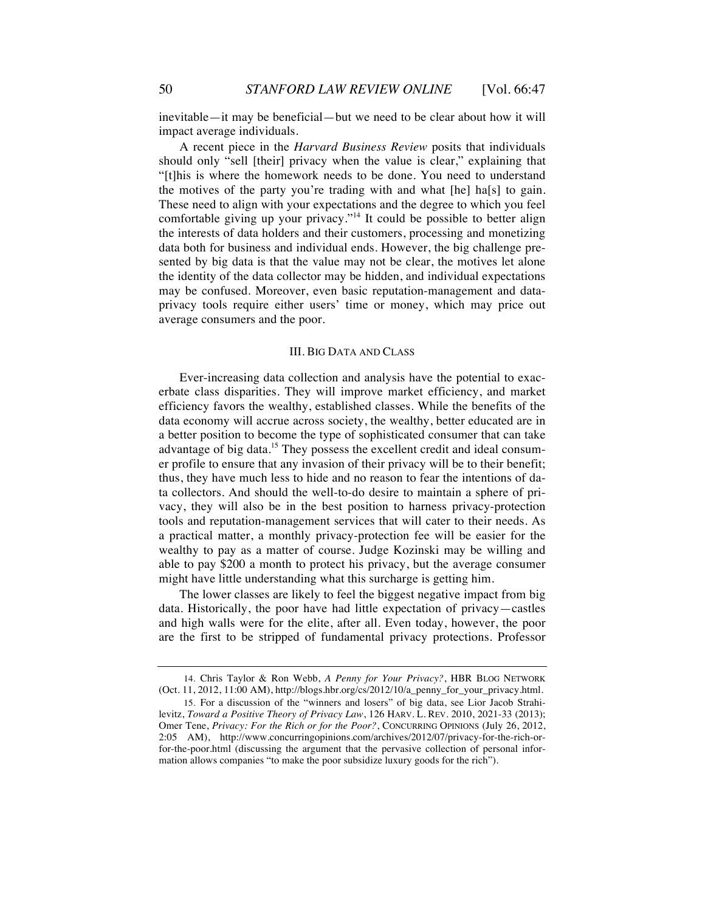inevitable—it may be beneficial—but we need to be clear about how it will impact average individuals.

A recent piece in the *Harvard Business Review* posits that individuals should only "sell [their] privacy when the value is clear," explaining that "[t]his is where the homework needs to be done. You need to understand the motives of the party you're trading with and what [he] ha[s] to gain. These need to align with your expectations and the degree to which you feel comfortable giving up your privacy."[14] It could be possible to better align the interests of data holders and their customers, processing and monetizing data both for business and individual ends. However, the big challenge presented by big data is that the value may not be clear, the motives let alone the identity of the data collector may be hidden, and individual expectations may be confused. Moreover, even basic reputation-management and data-privacy tools require either users' time or money, which may price out average consumers and the poor.

## III. BIG DATA AND CLASS

Ever-increasing data collection and analysis have the potential to exacerbate class disparities. They will improve market efficiency, and market efficiency favors the wealthy, established classes. While the benefits of the data economy will accrue across society, the wealthy, better educated are in a better position to become the type of sophisticated consumer that can take advantage of big data.[15] They possess the excellent credit and ideal consumer profile to ensure that any invasion of their privacy will be to their benefit; thus, they have much less to hide and no reason to fear the intentions of data collectors. And should the well-to-do desire to maintain a sphere of privacy, they will also be in the best position to harness privacy-protection tools and reputation-management services that will cater to their needs. As a practical matter, a monthly privacy-protection fee will be easier for the wealthy to pay as a matter of course. Judge Kozinski may be willing and able to pay $200 a month to protect his privacy, but the average consumer might have little understanding what this surcharge is getting him.

The lower classes are likely to feel the biggest negative impact from big data. Historically, the poor have had little expectation of privacy—castles and high walls were for the elite, after all. Even today, however, the poor are the first to be stripped of fundamental privacy protections. Professor

---

14. Chris Taylor & Ron Webb, *A Penny for Your Privacy?*, HBR BLOG NETWORK (Oct. 11, 2012, 11:00 AM), http://blogs.hbr.org/cs/2012/10/a_penny_for_your_privacy.html.

15. For a discussion of the "winners and losers" of big data, see Lior Jacob Strahilevitz, *Toward a Positive Theory of Privacy Law*, 126 HARV. L. REV. 2010, 2021-33 (2013); Omer Tene, *Privacy: For the Rich or for the Poor?*, CONCURRING OPINIONS (July 26, 2012, 2:05 AM), http://www.concurringopinions.com/archives/2012/07/privacy-for-the-rich-or-for-the-poor.html (discussing the argument that the pervasive collection of personal information allows companies "to make the poor subsidize luxury goods for the rich").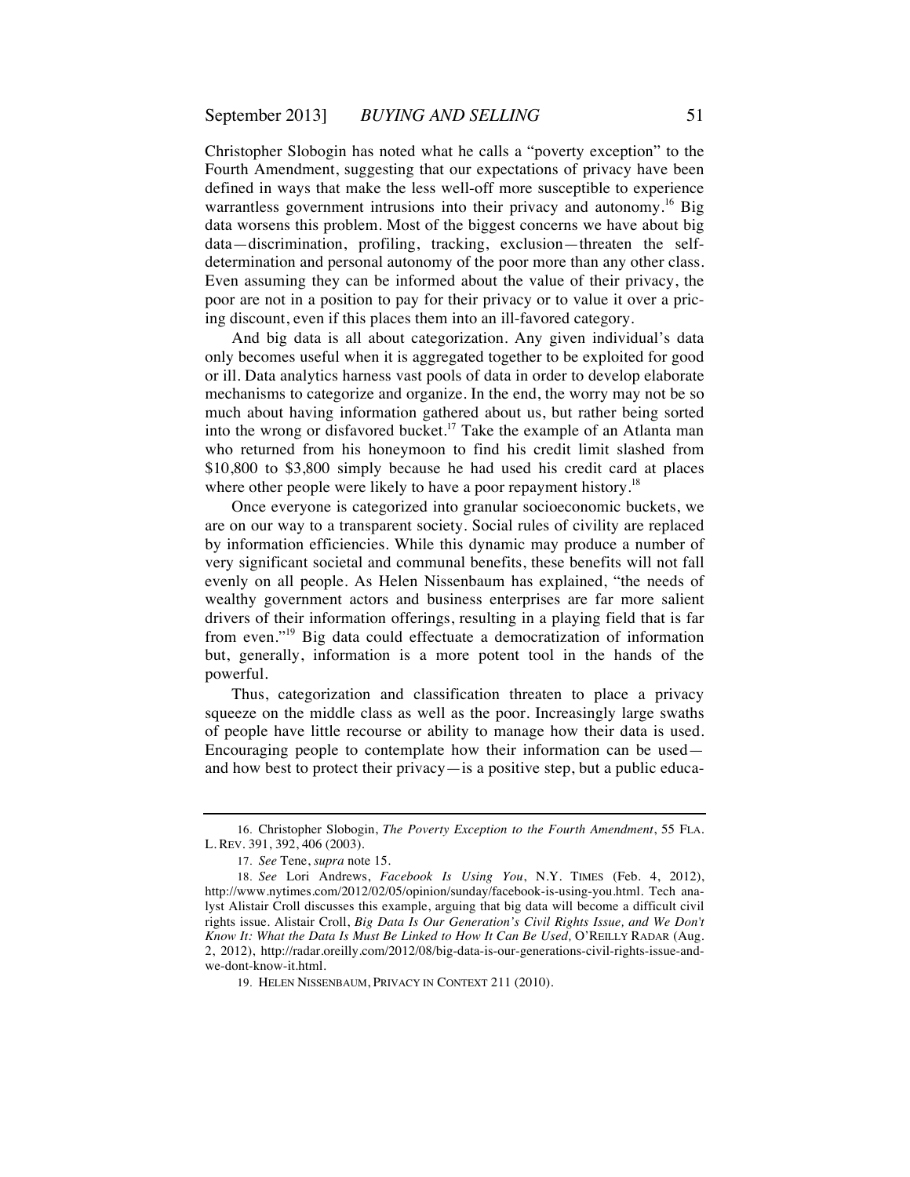Christopher Slobogin has noted what he calls a "poverty exception" to the Fourth Amendment, suggesting that our expectations of privacy have been defined in ways that make the less well-off more susceptible to experience warrantless government intrusions into their privacy and autonomy.[16] Big data worsens this problem. Most of the biggest concerns we have about big data—discrimination, profiling, tracking, exclusion—threaten the self-determination and personal autonomy of the poor more than any other class. Even assuming they can be informed about the value of their privacy, the poor are not in a position to pay for their privacy or to value it over a pricing discount, even if this places them into an ill-favored category.

And big data is all about categorization. Any given individual's data only becomes useful when it is aggregated together to be exploited for good or ill. Data analytics harness vast pools of data in order to develop elaborate mechanisms to categorize and organize. In the end, the worry may not be so much about having information gathered about us, but rather being sorted into the wrong or disfavored bucket.[17] Take the example of an Atlanta man who returned from his honeymoon to find his credit limit slashed from $10,800 to $3,800 simply because he had used his credit card at places where other people were likely to have a poor repayment history.[18]

Once everyone is categorized into granular socioeconomic buckets, we are on our way to a transparent society. Social rules of civility are replaced by information efficiencies. While this dynamic may produce a number of very significant societal and communal benefits, these benefits will not fall evenly on all people. As Helen Nissenbaum has explained, "the needs of wealthy government actors and business enterprises are far more salient drivers of their information offerings, resulting in a playing field that is far from even."[19] Big data could effectuate a democratization of information but, generally, information is a more potent tool in the hands of the powerful.

Thus, categorization and classification threaten to place a privacy squeeze on the middle class as well as the poor. Increasingly large swaths of people have little recourse or ability to manage how their data is used. Encouraging people to contemplate how their information can be used—and how best to protect their privacy—is a positive step, but a public educa-

---

16. Christopher Slobogin, *The Poverty Exception to the Fourth Amendment*, 55 FLA. L. REV. 391, 392, 406 (2003).

17. *See* Tene, *supra* note 15.

18. *See* Lori Andrews, *Facebook Is Using You*, N.Y. TIMES (Feb. 4, 2012), http://www.nytimes.com/2012/02/05/opinion/sunday/facebook-is-using-you.html. Tech analyst Alistair Croll discusses this example, arguing that big data will become a difficult civil rights issue. Alistair Croll, *Big Data Is Our Generation's Civil Rights Issue, and We Don't Know It: What the Data Is Must Be Linked to How It Can Be Used,* O'REILLY RADAR (Aug. 2, 2012), http://radar.oreilly.com/2012/08/big-data-is-our-generations-civil-rights-issue-and-we-dont-know-it.html.

19. HELEN NISSENBAUM, PRIVACY IN CONTEXT 211 (2010).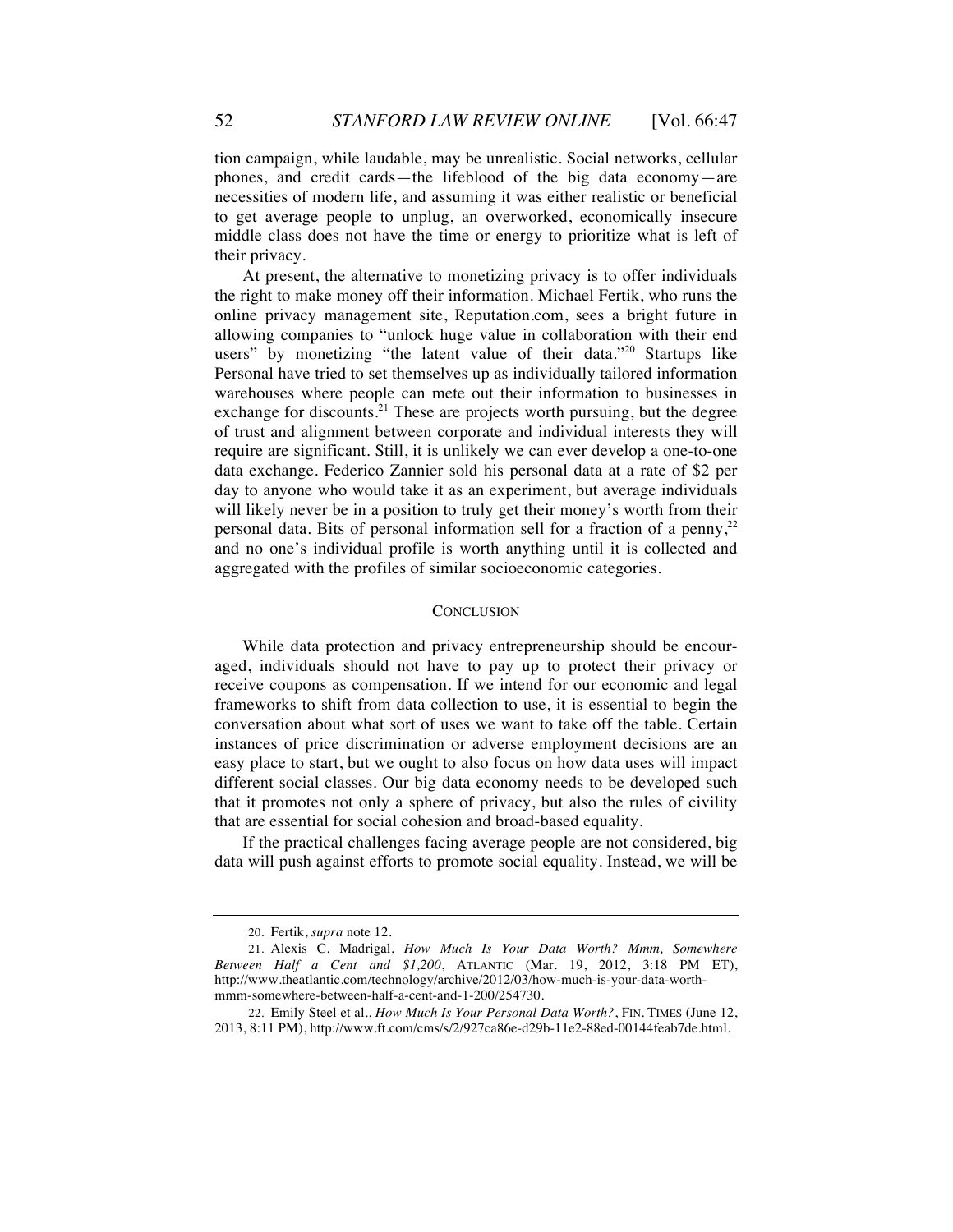tion campaign, while laudable, may be unrealistic. Social networks, cellular phones, and credit cards—the lifeblood of the big data economy—are necessities of modern life, and assuming it was either realistic or beneficial to get average people to unplug, an overworked, economically insecure middle class does not have the time or energy to prioritize what is left of their privacy.

At present, the alternative to monetizing privacy is to offer individuals the right to make money off their information. Michael Fertik, who runs the online privacy management site, Reputation.com, sees a bright future in allowing companies to "unlock huge value in collaboration with their end users" by monetizing "the latent value of their data."[20] Startups like Personal have tried to set themselves up as individually tailored information warehouses where people can mete out their information to businesses in exchange for discounts.[21] These are projects worth pursuing, but the degree of trust and alignment between corporate and individual interests they will require are significant. Still, it is unlikely we can ever develop a one-to-one data exchange. Federico Zannier sold his personal data at a rate of $2 per day to anyone who would take it as an experiment, but average individuals will likely never be in a position to truly get their money's worth from their personal data. Bits of personal information sell for a fraction of a penny,[22] and no one's individual profile is worth anything until it is collected and aggregated with the profiles of similar socioeconomic categories.

## CONCLUSION

While data protection and privacy entrepreneurship should be encouraged, individuals should not have to pay up to protect their privacy or receive coupons as compensation. If we intend for our economic and legal frameworks to shift from data collection to use, it is essential to begin the conversation about what sort of uses we want to take off the table. Certain instances of price discrimination or adverse employment decisions are an easy place to start, but we ought to also focus on how data uses will impact different social classes. Our big data economy needs to be developed such that it promotes not only a sphere of privacy, but also the rules of civility that are essential for social cohesion and broad-based equality.

If the practical challenges facing average people are not considered, big data will push against efforts to promote social equality. Instead, we will be

---

20. Fertik, *supra* note 12.

21. Alexis C. Madrigal, *How Much Is Your Data Worth? Mmm, Somewhere Between Half a Cent and $1,200*, ATLANTIC (Mar. 19, 2012, 3:18 PM ET), http://www.theatlantic.com/technology/archive/2012/03/how-much-is-your-data-worth-mmm-somewhere-between-half-a-cent-and-1-200/254730.

22. Emily Steel et al., *How Much Is Your Personal Data Worth?*, FIN. TIMES (June 12, 2013, 8:11 PM), http://www.ft.com/cms/s/2/927ca86e-d29b-11e2-88ed-00144feab7de.html.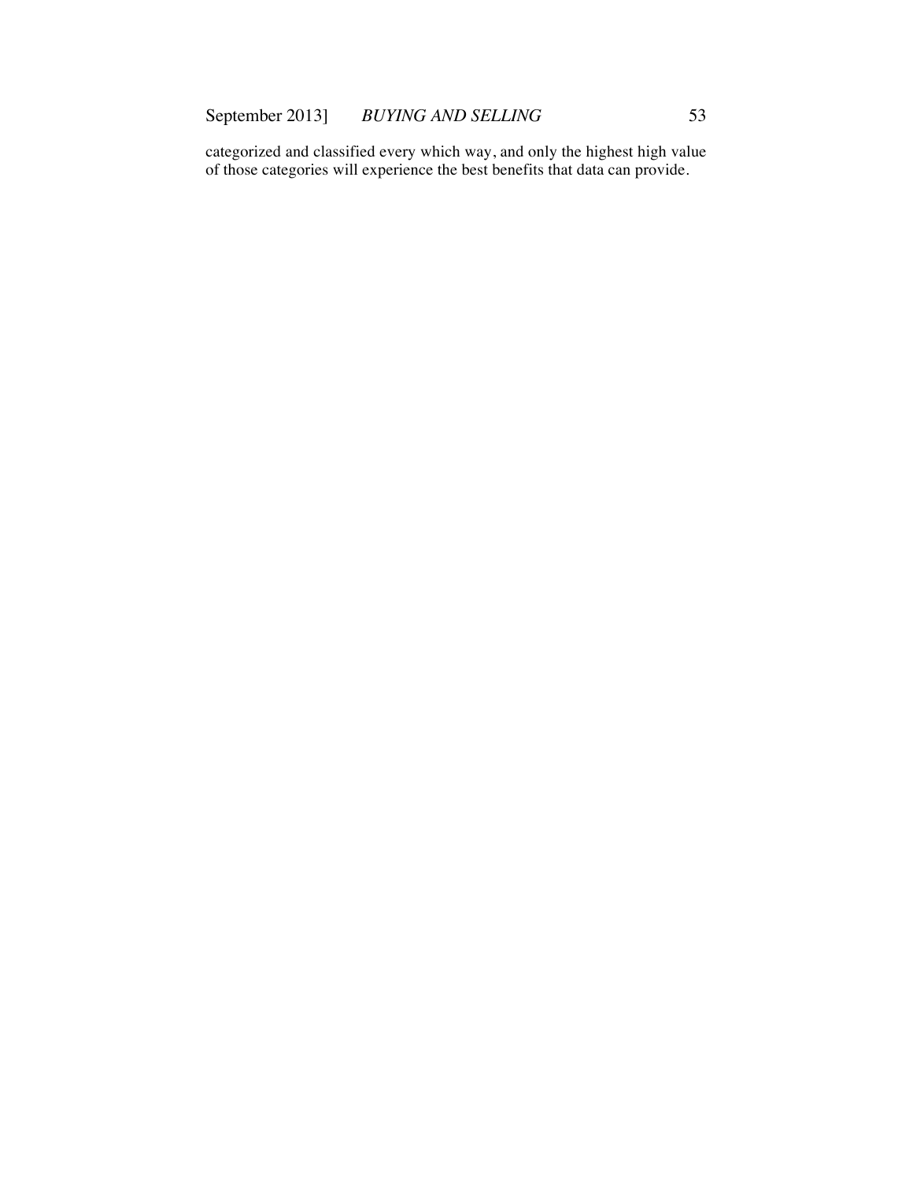categorized and classified every which way, and only the highest high value of those categories will experience the best benefits that data can provide.